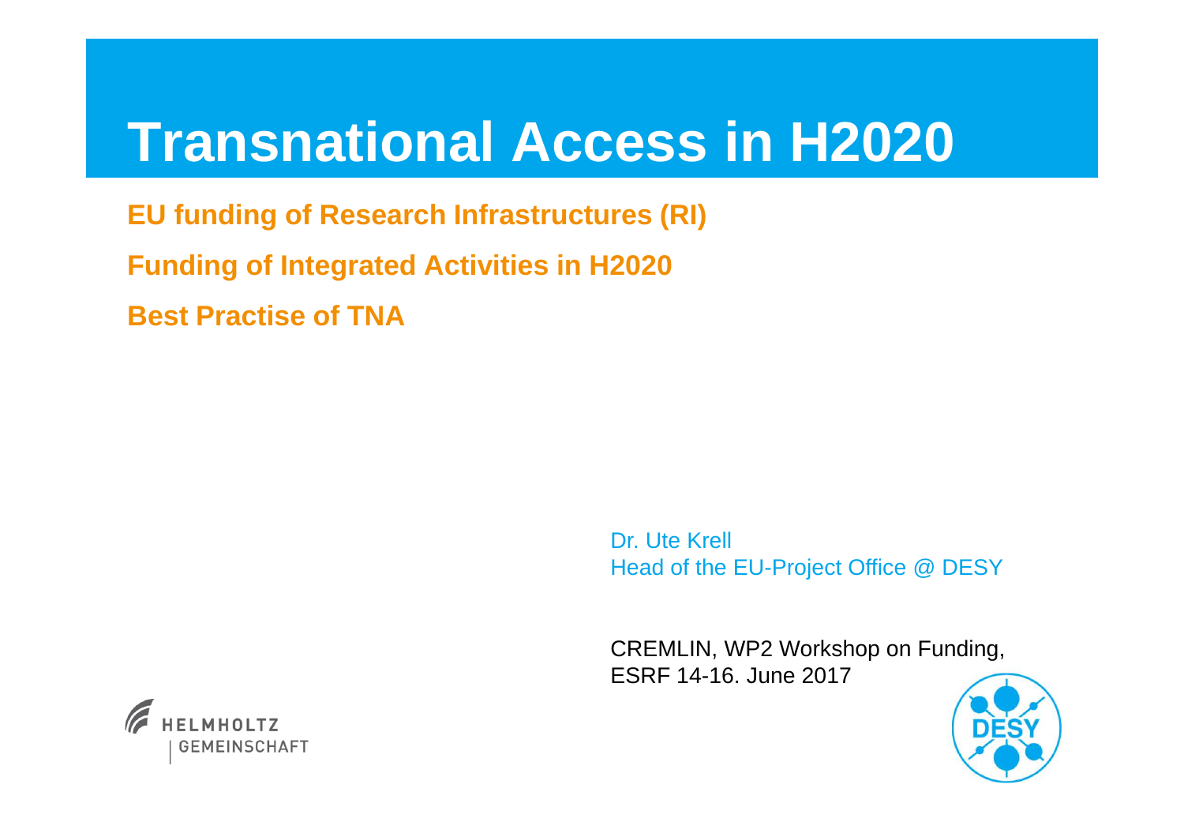# Transnational Access in H2020

**EU funding of Research Infrastructures (RI)**

**Funding of Integrated Activities in H2020**

**Best Practise of TNA**

Dr. Ute Krell
Head of the EU-Project Office @ DESY

CREMLIN, WP2 Workshop on Funding,
ESRF 14-16. June 2017

HELMHOLTZ GEMEINSCHAFT

DESY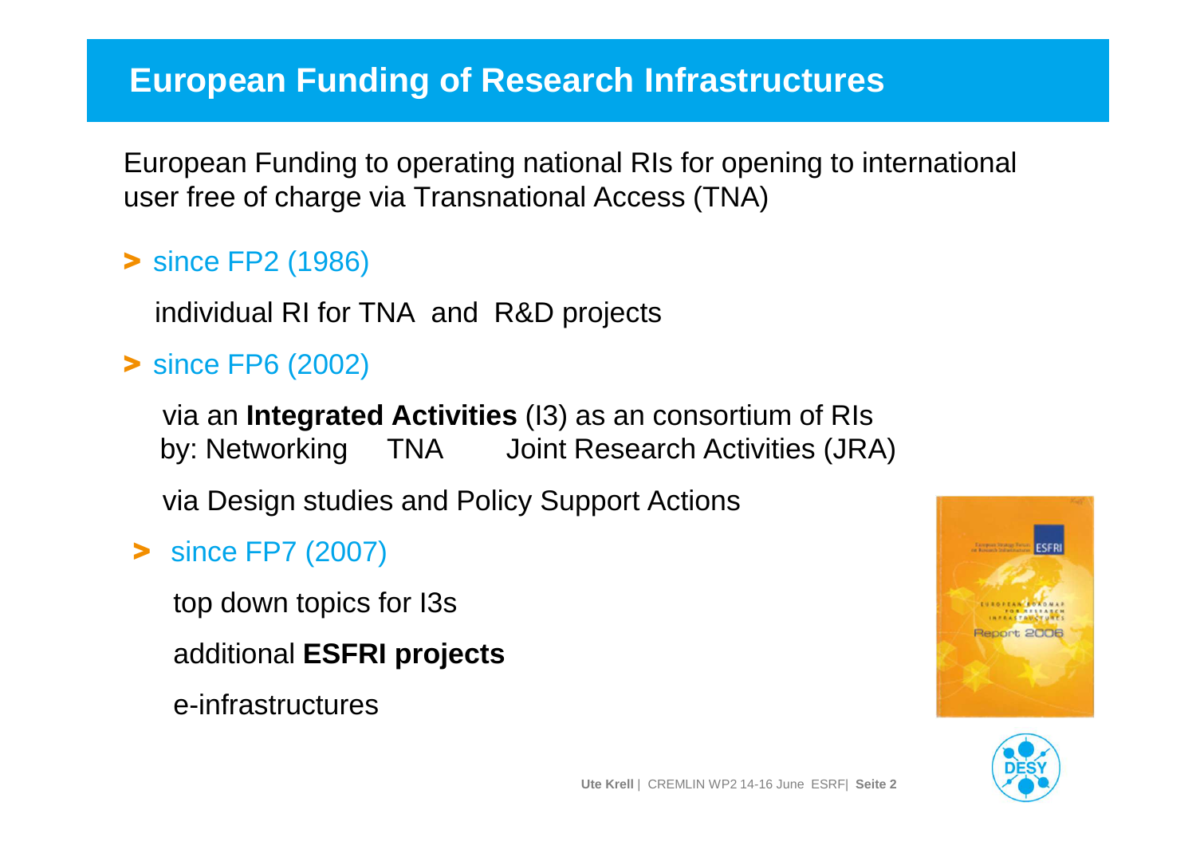# European Funding of Research Infrastructures

European Funding to operating national RIs for opening to international user free of charge via Transnational Access (TNA)

> since FP2 (1986)

individual RI for TNA and R&D projects

> since FP6 (2002)

via an **Integrated Activities** (I3) as an consortium of RIs
by: Networking TNA Joint Research Activities (JRA)

via Design studies and Policy Support Actions

> since FP7 (2007)

top down topics for I3s

additional **ESFRI projects**

e-infrastructures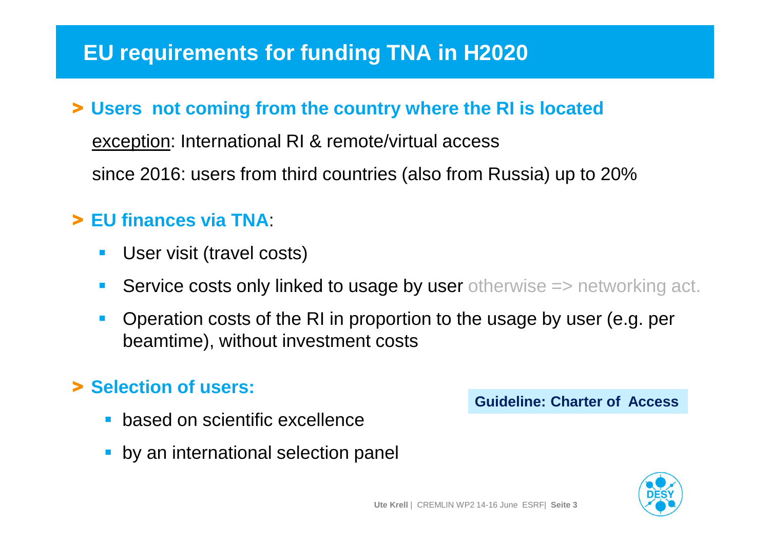# EU requirements for funding TNA in H2020

## > Users not coming from the country where the RI is located

exception: International RI & remote/virtual access

since 2016: users from third countries (also from Russia) up to 20%

## > EU finances via TNA:

- User visit (travel costs)
- Service costs only linked to usage by user otherwise => networking act.
- Operation costs of the RI in proportion to the usage by user (e.g. per beamtime), without investment costs

## > Selection of users:

- based on scientific excellence
- by an international selection panel

**Guideline: Charter of Access**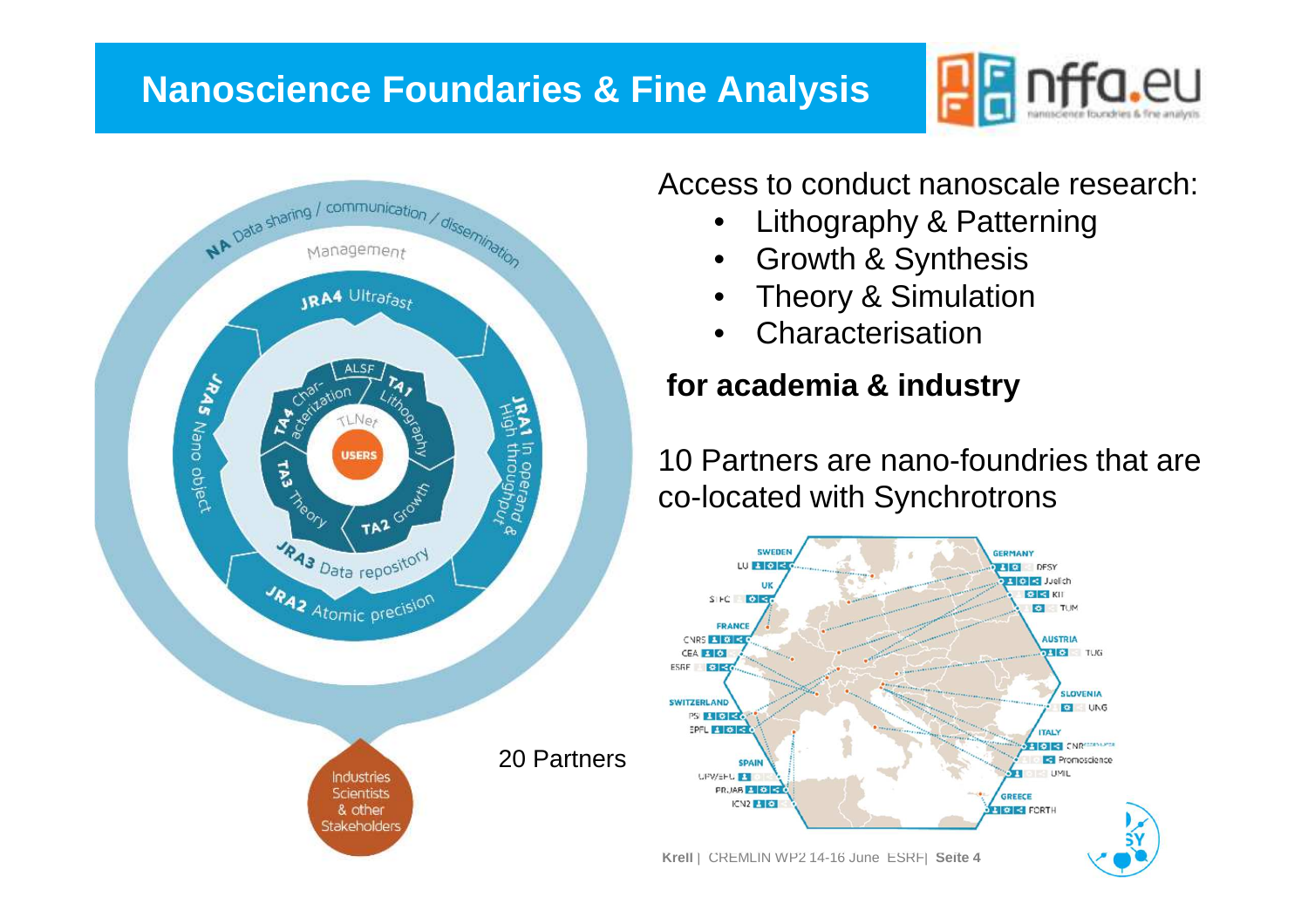# Nanoscience Foundaries & Fine Analysis

Access to conduct nanoscale research:

- Lithography & Patterning
- Growth & Synthesis
- Theory & Simulation
- Characterisation

**for academia & industry**

20 Partners

10 Partners are nano-foundries that are co-located with Synchrotrons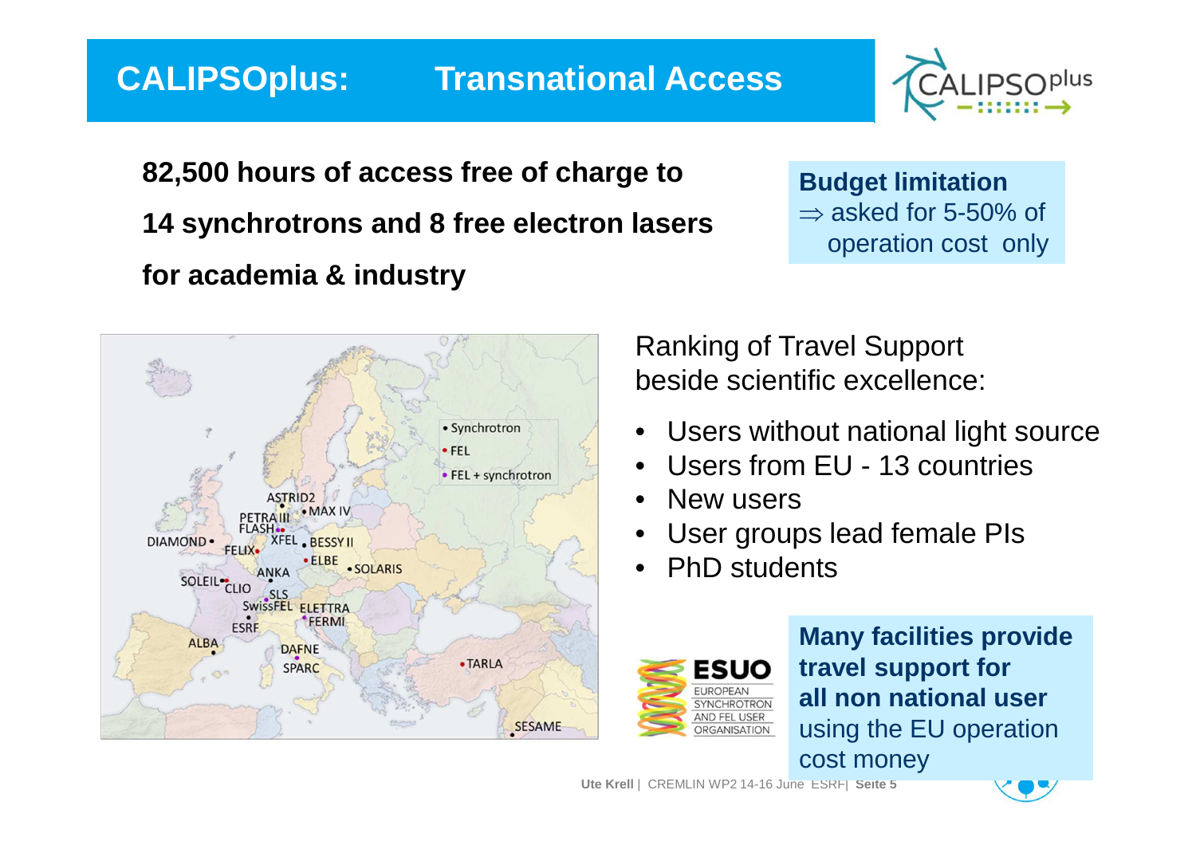# CALIPSOplus: Transnational Access

**82,500 hours of access free of charge to**

**14 synchrotrons and 8 free electron lasers**

**for academia & industry**

**Budget limitation**
⇒ asked for 5-50% of operation cost only

Ranking of Travel Support beside scientific excellence:

- Users without national light source
- Users from EU - 13 countries
- New users
- User groups lead female PIs
- PhD students

**Many facilities provide travel support for all non national user** using the EU operation cost money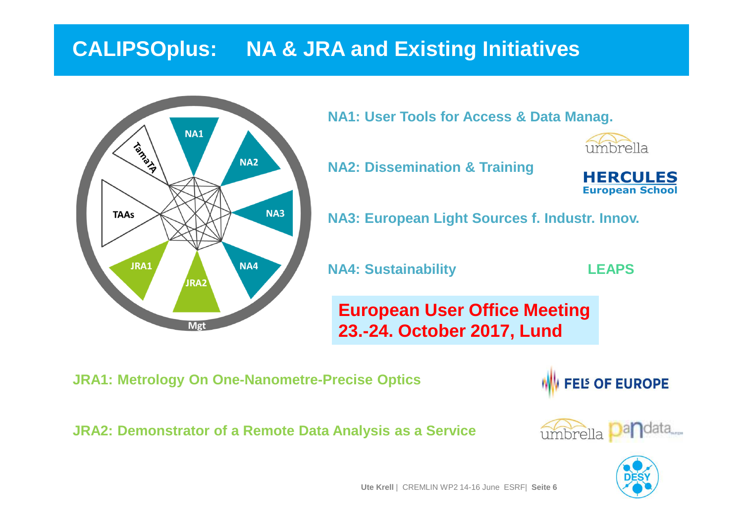# CALIPSOplus: NA & JRA and Existing Initiatives

NA1: User Tools for Access & Data Manag.

umbrella

NA2: Dissemination & Training

HERCULES European School

NA3: European Light Sources f. Industr. Innov.

NA4: Sustainability — LEAPS

**European User Office Meeting 23.-24. October 2017, Lund**

JRA1: Metrology On One-Nanometre-Precise Optics — FELs OF EUROPE

JRA2: Demonstrator of a Remote Data Analysis as a Service — umbrella, pandata

Ute Krell | CREMLIN WP2 14-16 June ESRF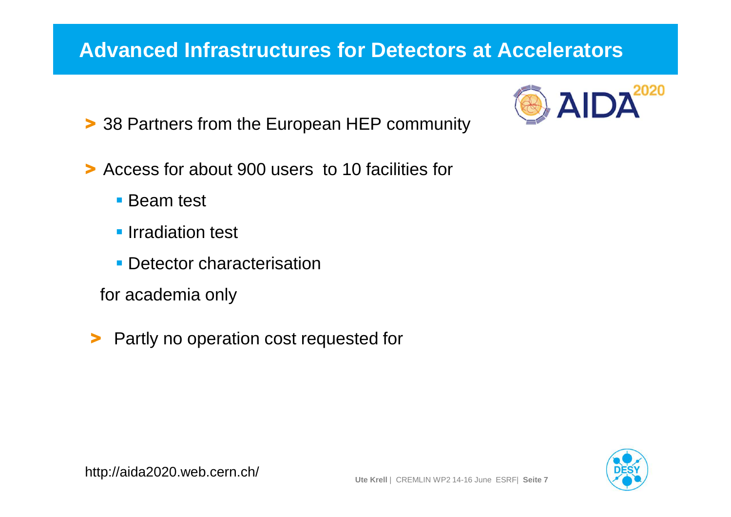# Advanced Infrastructures for Detectors at Accelerators

AIDA 2020

- 38 Partners from the European HEP community

- Access for about 900 users to 10 facilities for
  - Beam test
  - Irradiation test
  - Detector characterisation

  for academia only

- Partly no operation cost requested for

http://aida2020.web.cern.ch/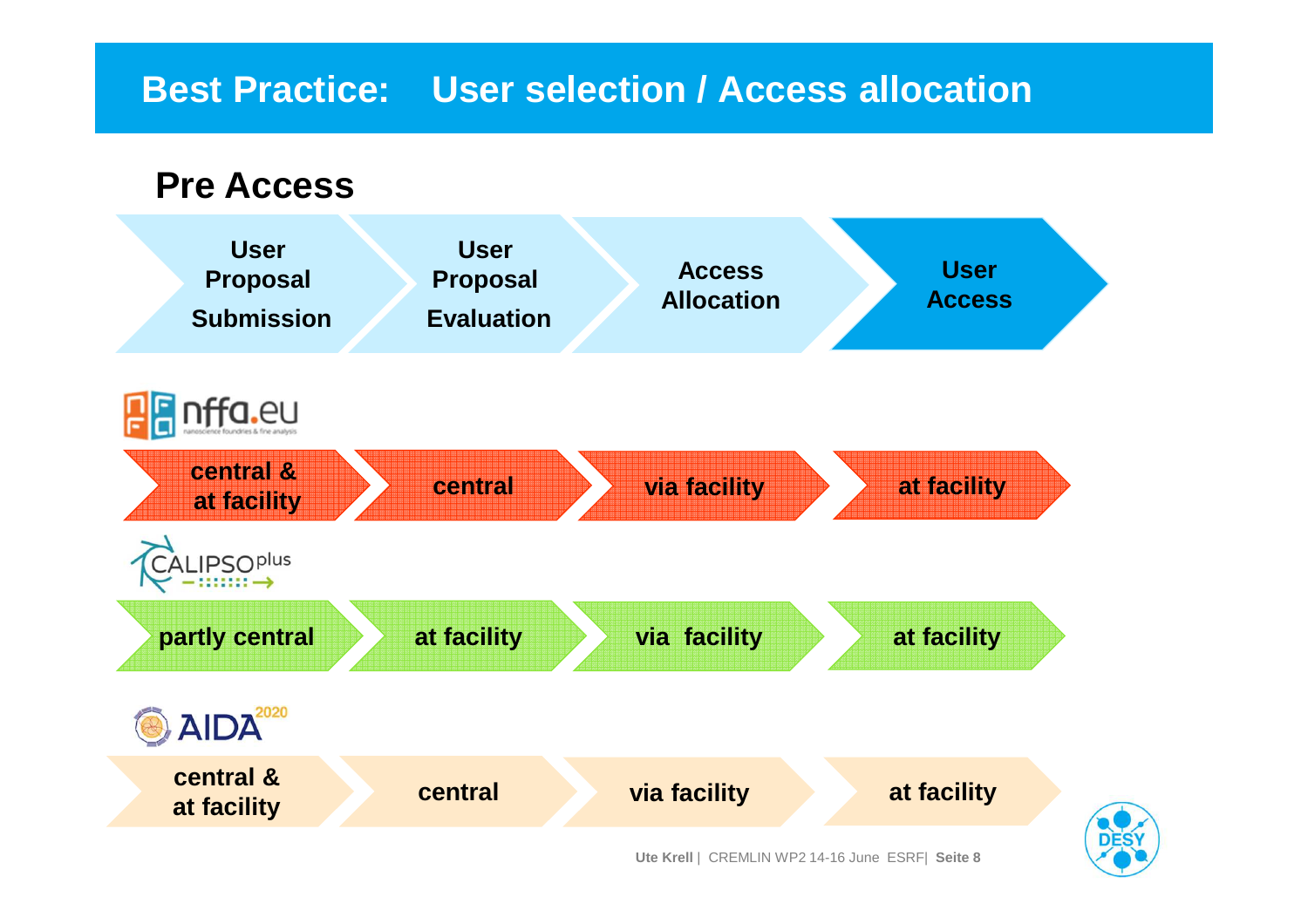# Best Practice: User selection / Access allocation

## Pre Access

| | User Proposal Submission | User Proposal Evaluation | Access Allocation | User Access |
|---|---|---|---|---|
| nffa.eu | central & at facility | central | via facility | at facility |
| CALIPSOplus | partly central | at facility | via facility | at facility |
| AIDA2020 | central & at facility | central | via facility | at facility |

Ute Krell | CREMLIN WP2 14-16 June ESRF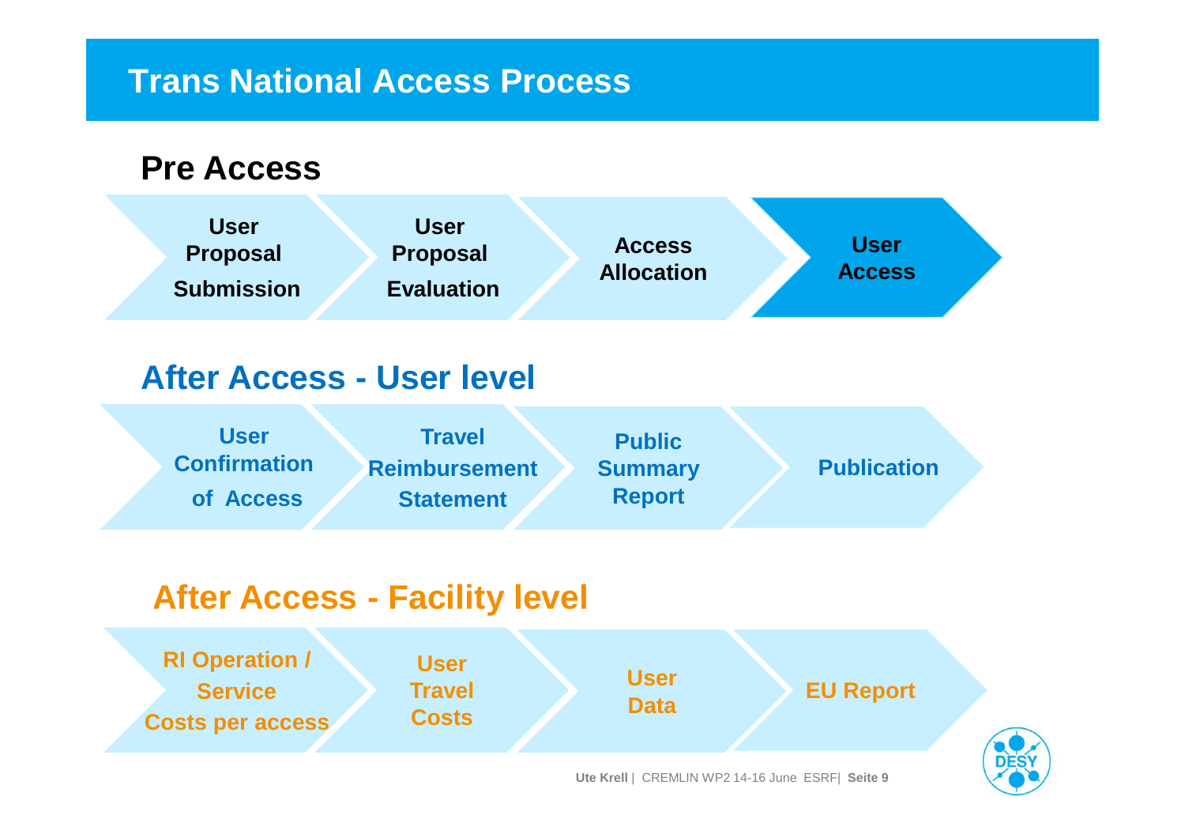# Trans National Access Process

## Pre Access

- User Proposal Submission
- User Proposal Evaluation
- Access Allocation
- User Access

## After Access - User level

- User Confirmation of Access
- Travel Reimbursement Statement
- Public Summary Report
- Publication

## After Access - Facility level

- RI Operation / Service Costs per access
- User Travel Costs
- User Data
- EU Report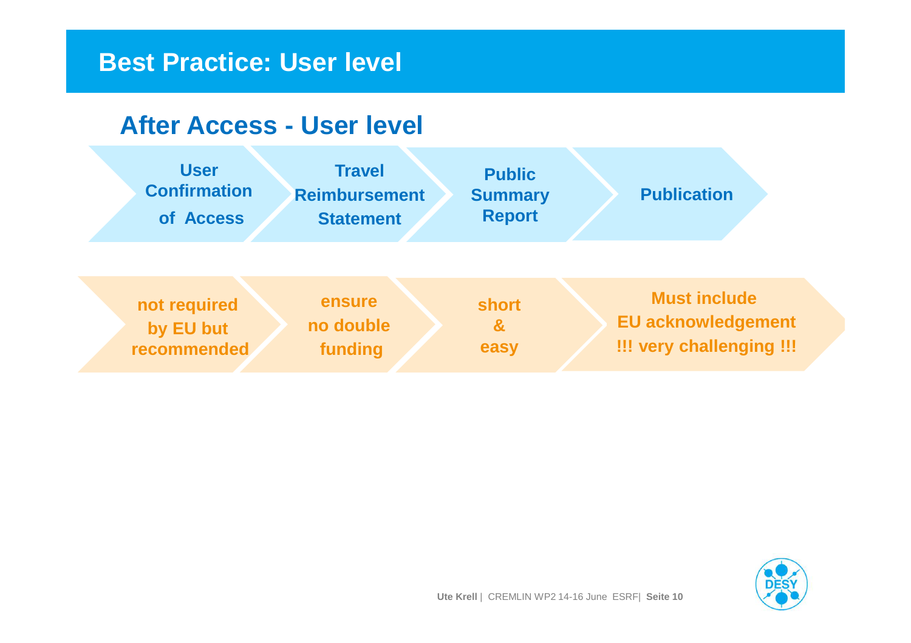# Best Practice: User level

## After Access - User level

| User Confirmation of Access | Travel Reimbursement Statement | Public Summary Report | Publication |
| --- | --- | --- | --- |
| not required by EU but recommended | ensure no double funding | short & easy | Must include EU acknowledgement !!! very challenging !!! |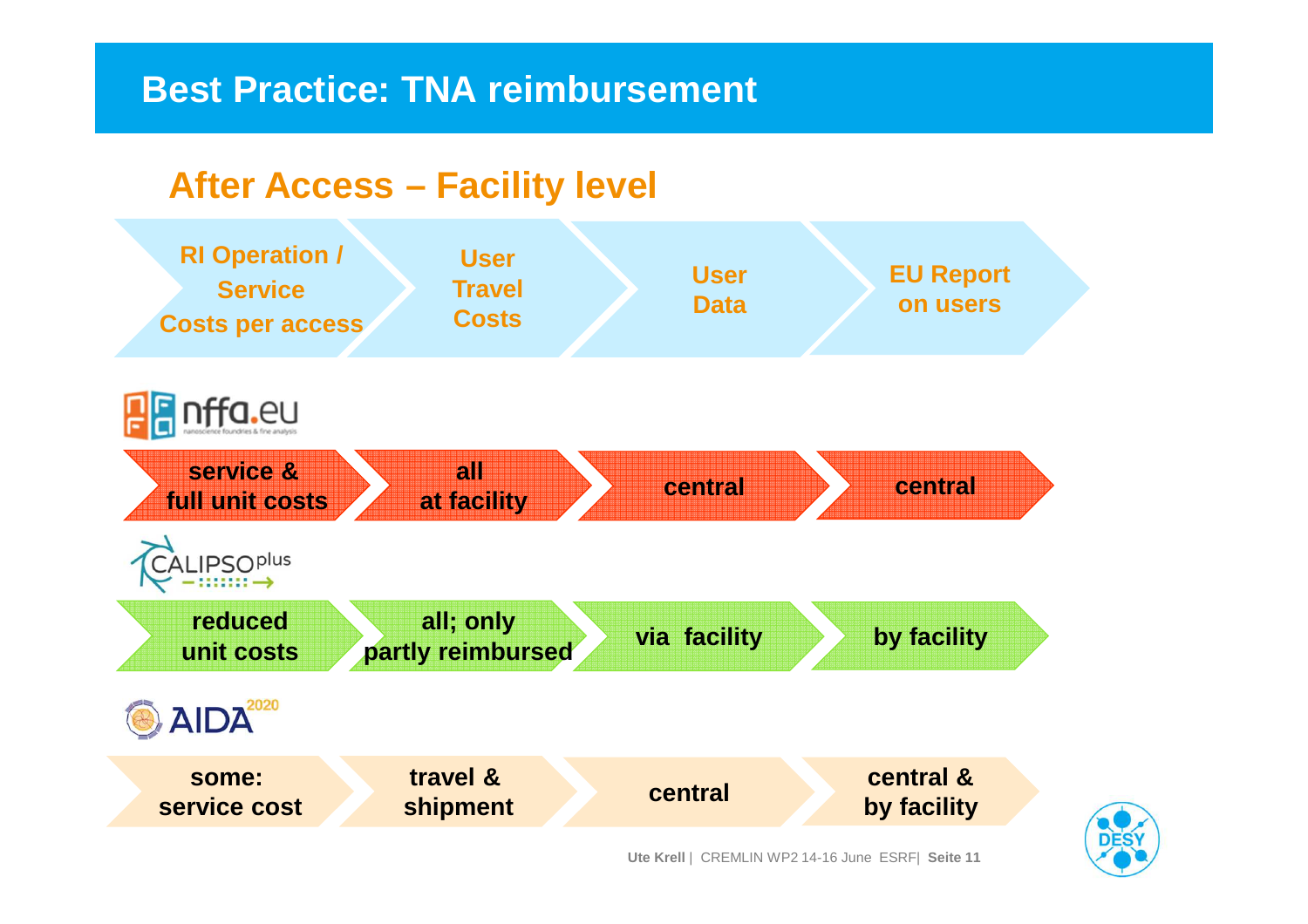# Best Practice: TNA reimbursement

## After Access – Facility level

| | RI Operation / Service Costs per access | User Travel Costs | User Data | EU Report on users |
|---|---|---|---|---|
| nffa.eu | service & full unit costs | all at facility | central | central |
| CALIPSOplus | reduced unit costs | all; only partly reimbursed | via facility | by facility |
| AIDA2020 | some: service cost | travel & shipment | central | central & by facility |

Ute Krell | CREMLIN WP2 14-16 June ESRF| Seite 11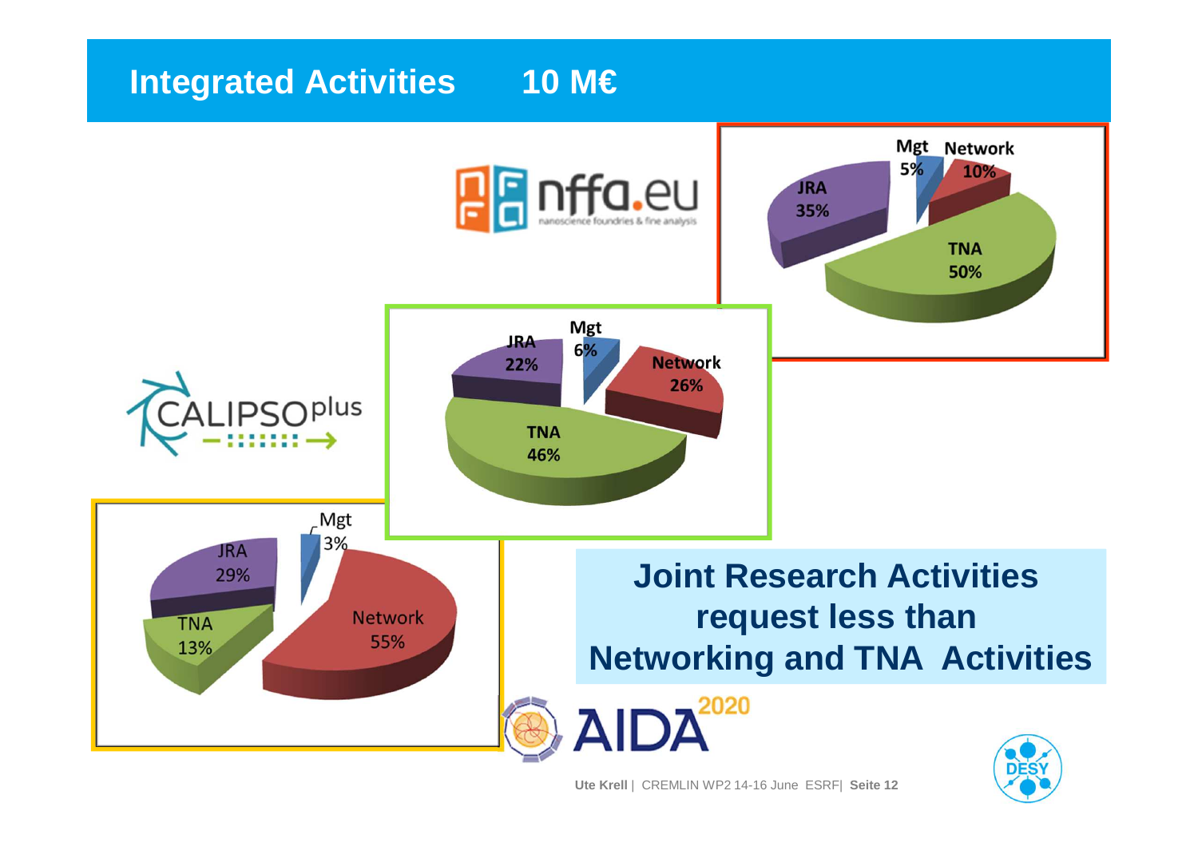# Integrated Activities 10 M€

**nffa.eu** – nanoscience foundries & fine analysis

| Activity | Share |
|---|---|
| Mgt | 5% |
| Network | 10% |
| TNA | 50% |
| JRA | 35% |

**CALIPSOplus**

| Activity | Share |
|---|---|
| Mgt | 6% |
| Network | 26% |
| TNA | 46% |
| JRA | 22% |

**AIDA 2020**

| Activity | Share |
|---|---|
| Mgt | 3% |
| Network | 55% |
| TNA | 13% |
| JRA | 29% |

**Joint Research Activities request less than Networking and TNA Activities**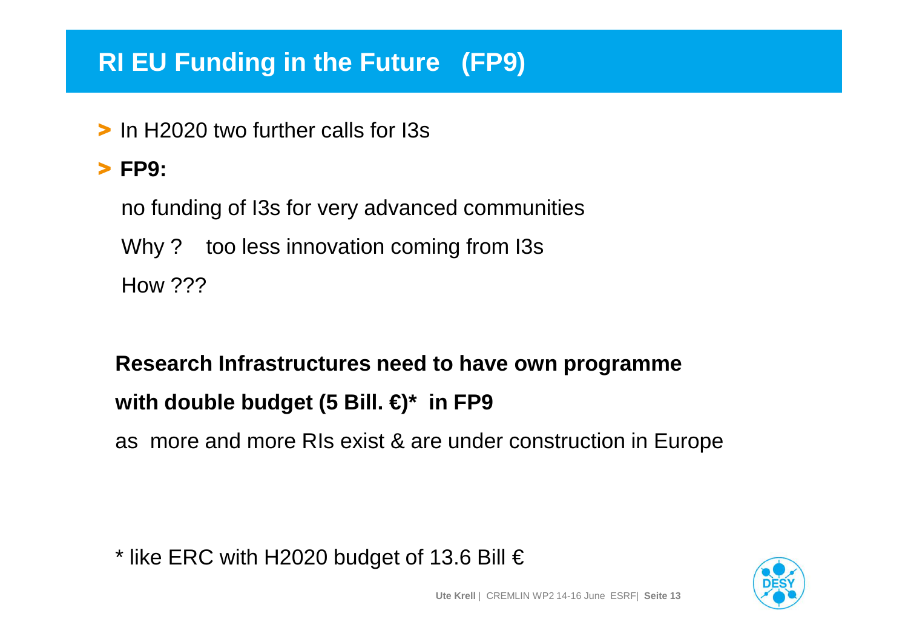# RI EU Funding in the Future (FP9)

- In H2020 two further calls for I3s
- **FP9:**

  no funding of I3s for very advanced communities

  Why ? too less innovation coming from I3s

  How ???

**Research Infrastructures need to have own programme**

**with double budget (5 Bill. €)* in FP9**

as more and more RIs exist & are under construction in Europe

* like ERC with H2020 budget of 13.6 Bill €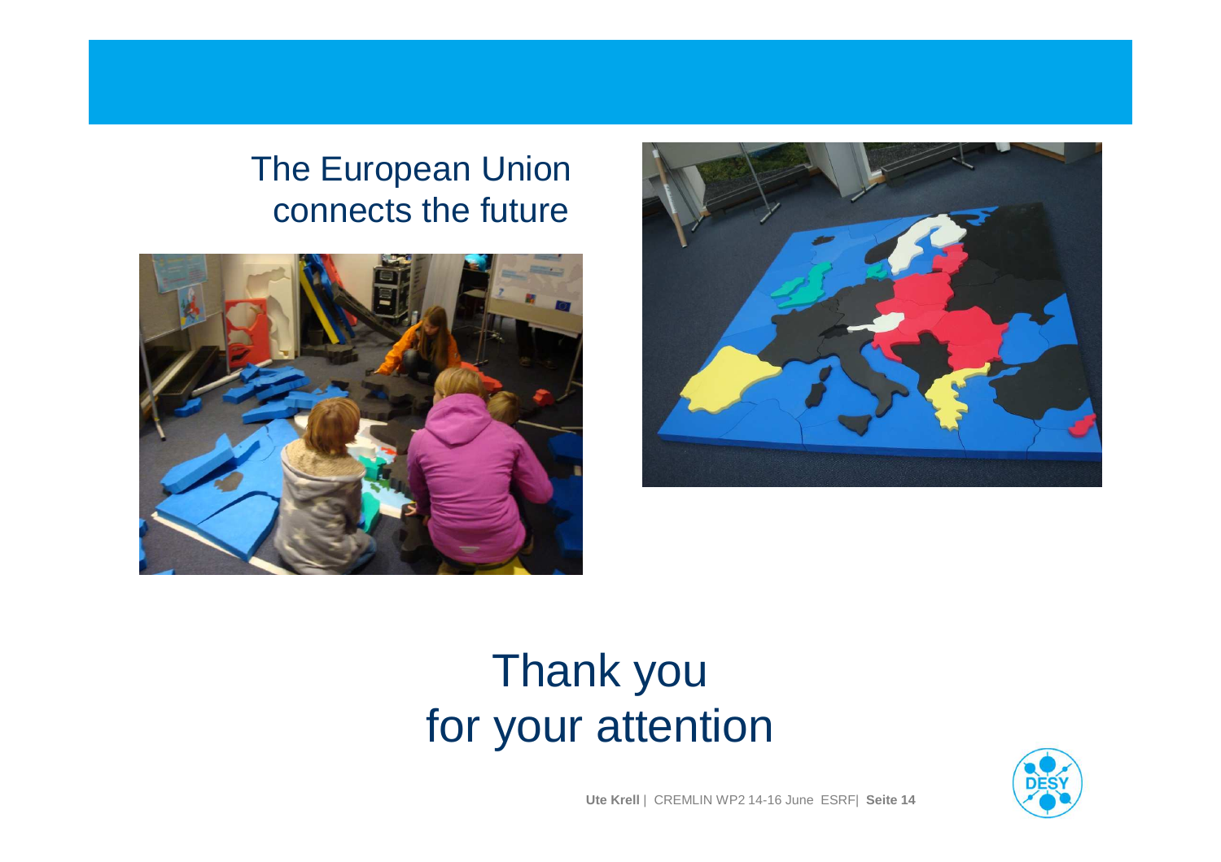The European Union connects the future

# Thank you for your attention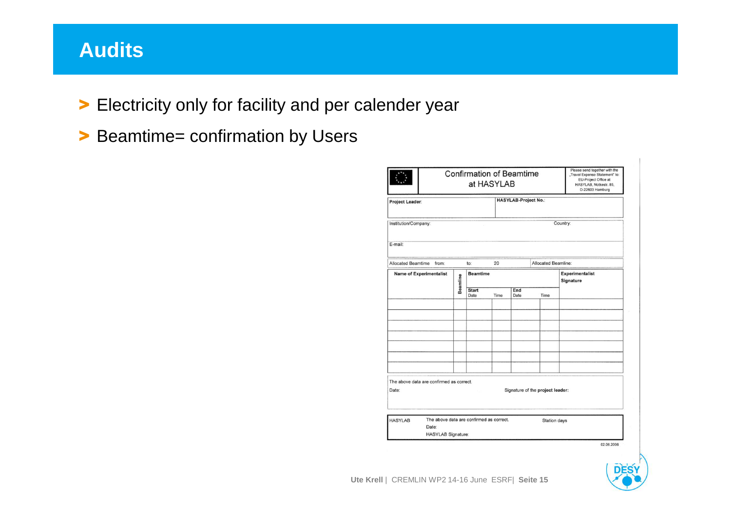# Audits

- Electricity only for facility and per calender year
- Beamtime= confirmation by Users

**Confirmation of Beamtime at HASYLAB**

Please send together with the „Travel Expense Statement" to: EU-Project Office at HASYLAB, Notkestr. 85, D-22603 Hamburg

| Project Leader: | HASYLAB-Project No.: |
|---|---|

| Institution/Company: | Country: |
|---|---|
| E-mail: | |

| Allocated Beamtime from: | to: | 20 | Allocated Beamline: |
|---|---|---|---|

| Name of Experimentalist | Beamline | Beamtime | | | | Experimentalist Signature |
|---|---|---|---|---|---|---|
| | | Start Date | Time | End Date | Time | |
| | | | | | | |
| | | | | | | |
| | | | | | | |
| | | | | | | |
| | | | | | | |
| | | | | | | |
| | | | | | | |

The above data are confirmed as correct.

Date: Signature of the **project leader**:

HASYLAB The above data are confirmed as correct. Station days

Date:

HASYLAB Signature:

02.06.2006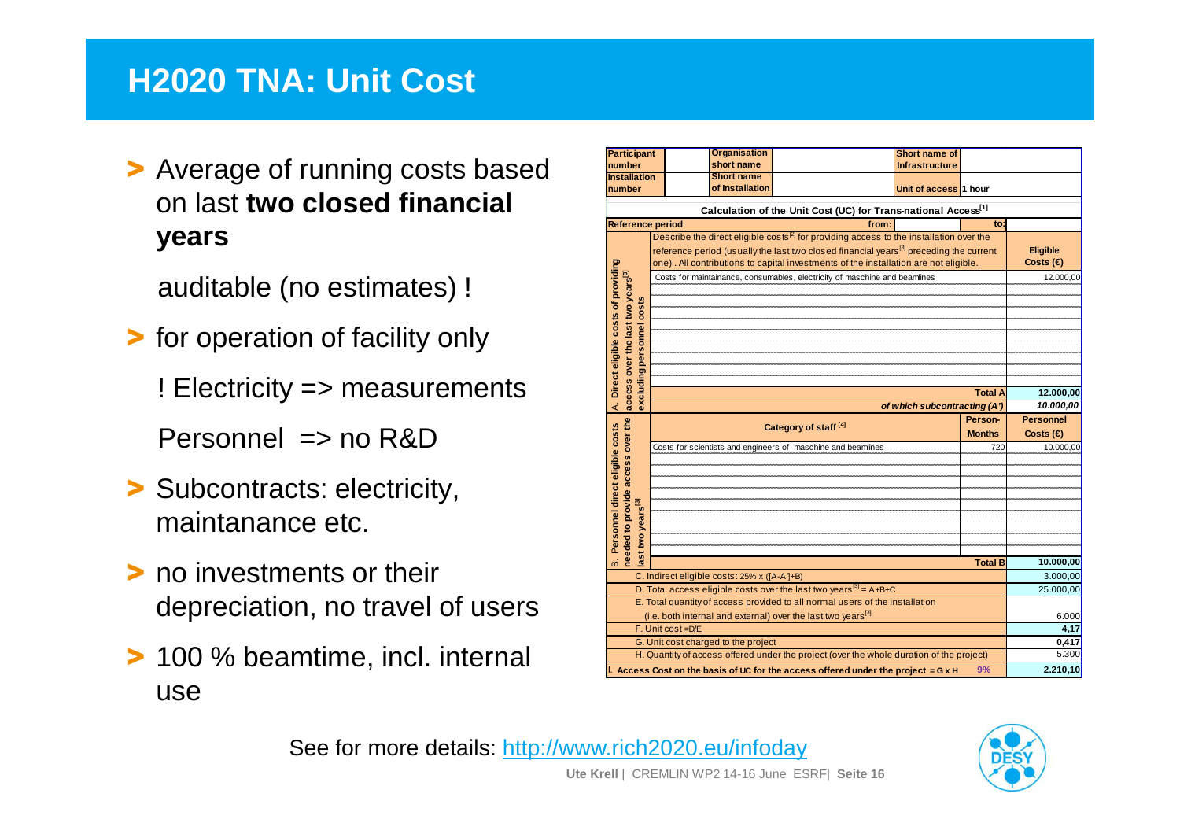# H2020 TNA: Unit Cost

- Average of running costs based on last **two closed financial years**

  auditable (no estimates) !

- for operation of facility only

  ! Electricity => measurements

  Personnel => no R&D

- Subcontracts: electricity, maintanance etc.
- no investments or their depreciation, no travel of users
- 100 % beamtime, incl. internal use

| Participant number | | Organisation short name | | Short name of Infrastructure | | |
|---|---|---|---|---|---|---|
| Installation number | | Short name of Installation | | Unit of access | 1 hour | |

**Calculation of the Unit Cost (UC) for Trans-national Access[1]**

| | | | |
|---|---|---|---|
| Reference period | from: | to: | |
| A. Direct eligible costs of providing access over the last two years[3] excluding personnel costs | Describe the direct eligible costs[2] for providing access to the installation over the reference period (usually the last two closed financial years[3] preceding the current one). All contributions to capital investments of the installation are not eligible. | | Eligible Costs (€) |
| | Costs for maintainance, consumables, electricity of maschine and beamlines | | 12.000,00 |
| | Total A | | 12.000,00 |
| | *of which subcontracting (A')* | | *10.000,00* |
| B. Personnel direct eligible costs needed to provide access over the last two years[3] | Category of staff[4] | Person-Months | Personnel Costs (€) |
| | Costs for scientists and engineers of maschine and beamlines | 720 | 10.000,00 |
| | Total B | | 10.000,00 |
| C. Indirect eligible costs: 25% x ([A-A']+B) | | | 3.000,00 |
| D. Total access eligible costs over the last two years[3] = A+B+C | | | 25.000,00 |
| E. Total quantity of access provided to all normal users of the installation (i.e. both internal and external) over the last two years[3] | | | 6.000 |
| F. Unit cost =D/E | | | 4,17 |
| G. Unit cost charged to the project | | | 0,417 |
| H. Quantity of access offered under the project (over the whole duration of the project) | | | 5.300 |
| I. Access Cost on the basis of UC for the access offered under the project = G x H | | 9% | 2.210,10 |

See for more details: http://www.rich2020.eu/infoday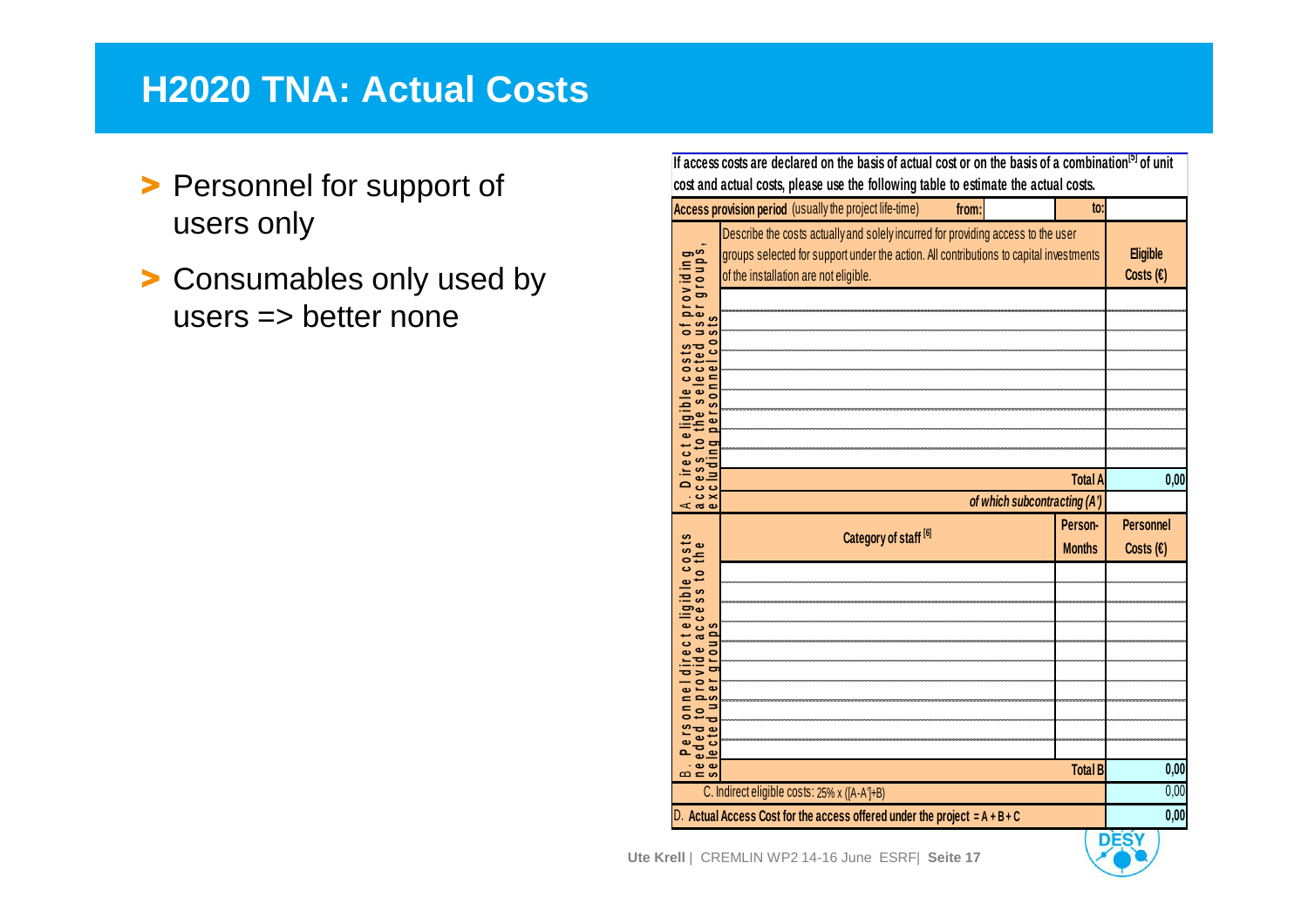# H2020 TNA: Actual Costs

- Personnel for support of users only
- Consumables only used by users => better none

If access costs are declared on the basis of actual cost or on the basis of a combination[5] of unit cost and actual costs, please use the following table to estimate the actual costs.

| | | | |
|---|---|---|---|
| **Access provision period** (usually the project life-time) | **from:** | **to:** | |
| A. Direct eligible costs of providing access to the selected user groups, excluding personnel costs | Describe the costs actually and solely incurred for providing access to the user groups selected for support under the action. All contributions to capital investments of the installation are not eligible. | | **Eligible Costs (€)** |
| | | | |
| | | | |
| | | | |
| | | | |
| | | | |
| | | | |
| | | | |
| | | | |
| | | **Total A** | **0,00** |
| | | ***of which subcontracting (A')*** | |
| B. Personnel direct eligible costs needed to provide access to the selected user groups | **Category of staff [6]** | **Person-Months** | **Personnel Costs (€)** |
| | | | |
| | | | |
| | | | |
| | | | |
| | | | |
| | | | |
| | | | |
| | | | |
| | | | |
| | | | |
| | | **Total B** | **0,00** |
| C. Indirect eligible costs: 25% x ([A-A']+B) | | | 0,00 |
| D. **Actual Access Cost for the access offered under the project = A + B + C** | | | **0,00** |